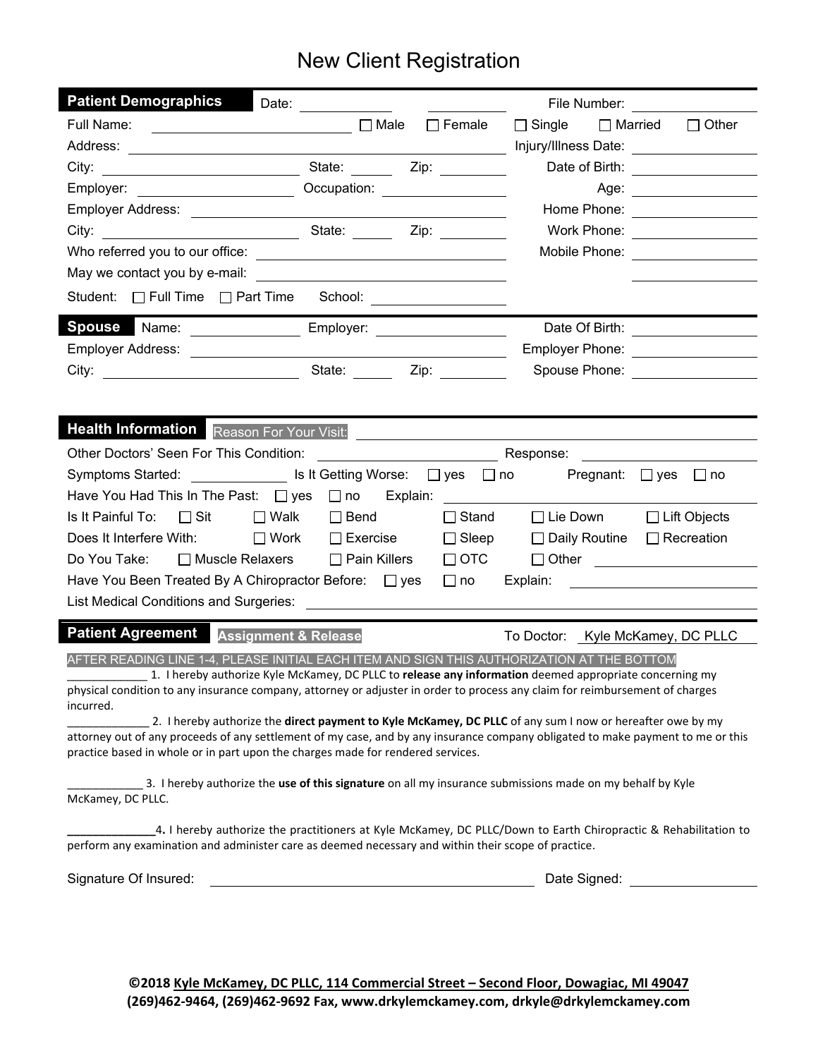# New Client Registration

## Patient Demographics

Date: ____________ File Number: ____________

Full Name: ____________ ☐ Male ☐ Female ☐ Single ☐ Married ☐ Other

Address: ____________ Injury/Illness Date: ____________

City: ____________ State: ______ Zip: ________ Date of Birth: ____________

Employer: ____________ Occupation: ____________ Age: ____________

Employer Address: ____________ Home Phone: ____________

City: ____________ State: ______ Zip: ________ Work Phone: ____________

Who referred you to our office: ____________ Mobile Phone: ____________

May we contact you by e-mail: ____________

Student: ☐ Full Time ☐ Part Time School: ____________

## Spouse

Name: ____________ Employer: ____________ Date Of Birth: ____________

Employer Address: ____________ Employer Phone: ____________

City: ____________ State: ______ Zip: ________ Spouse Phone: ____________

## Health Information

Reason For Your Visit: ____________

Other Doctors' Seen For This Condition: ____________ Response: ____________

Symptoms Started: ____________ Is It Getting Worse: ☐ yes ☐ no Pregnant: ☐ yes ☐ no

Have You Had This In The Past: ☐ yes ☐ no Explain: ____________

Is It Painful To: ☐ Sit ☐ Walk ☐ Bend ☐ Stand ☐ Lie Down ☐ Lift Objects

Does It Interfere With: ☐ Work ☐ Exercise ☐ Sleep ☐ Daily Routine ☐ Recreation

Do You Take: ☐ Muscle Relaxers ☐ Pain Killers ☐ OTC ☐ Other ____________

Have You Been Treated By A Chiropractor Before: ☐ yes ☐ no Explain: ____________

List Medical Conditions and Surgeries: ____________

## Patient Agreement

**Assignment & Release** To Doctor: Kyle McKamey, DC PLLC

AFTER READING LINE 1-4, PLEASE INITIAL EACH ITEM AND SIGN THIS AUTHORIZATION AT THE BOTTOM

____________ 1. I hereby authorize Kyle McKamey, DC PLLC to **release any information** deemed appropriate concerning my physical condition to any insurance company, attorney or adjuster in order to process any claim for reimbursement of charges incurred.

____________ 2. I hereby authorize the **direct payment to Kyle McKamey, DC PLLC** of any sum I now or hereafter owe by my attorney out of any proceeds of any settlement of my case, and by any insurance company obligated to make payment to me or this practice based in whole or in part upon the charges made for rendered services.

____________ 3. I hereby authorize the **use of this signature** on all my insurance submissions made on my behalf by Kyle McKamey, DC PLLC.

____________ **4.** I hereby authorize the practitioners at Kyle McKamey, DC PLLC/Down to Earth Chiropractic & Rehabilitation to perform any examination and administer care as deemed necessary and within their scope of practice.

Signature Of Insured: ______________________ Date Signed: ____________

**©2018 Kyle McKamey, DC PLLC, 114 Commercial Street – Second Floor, Dowagiac, MI 49047**
**(269)462-9464, (269)462-9692 Fax, www.drkylemckamey.com, drkyle@drkylemckamey.com**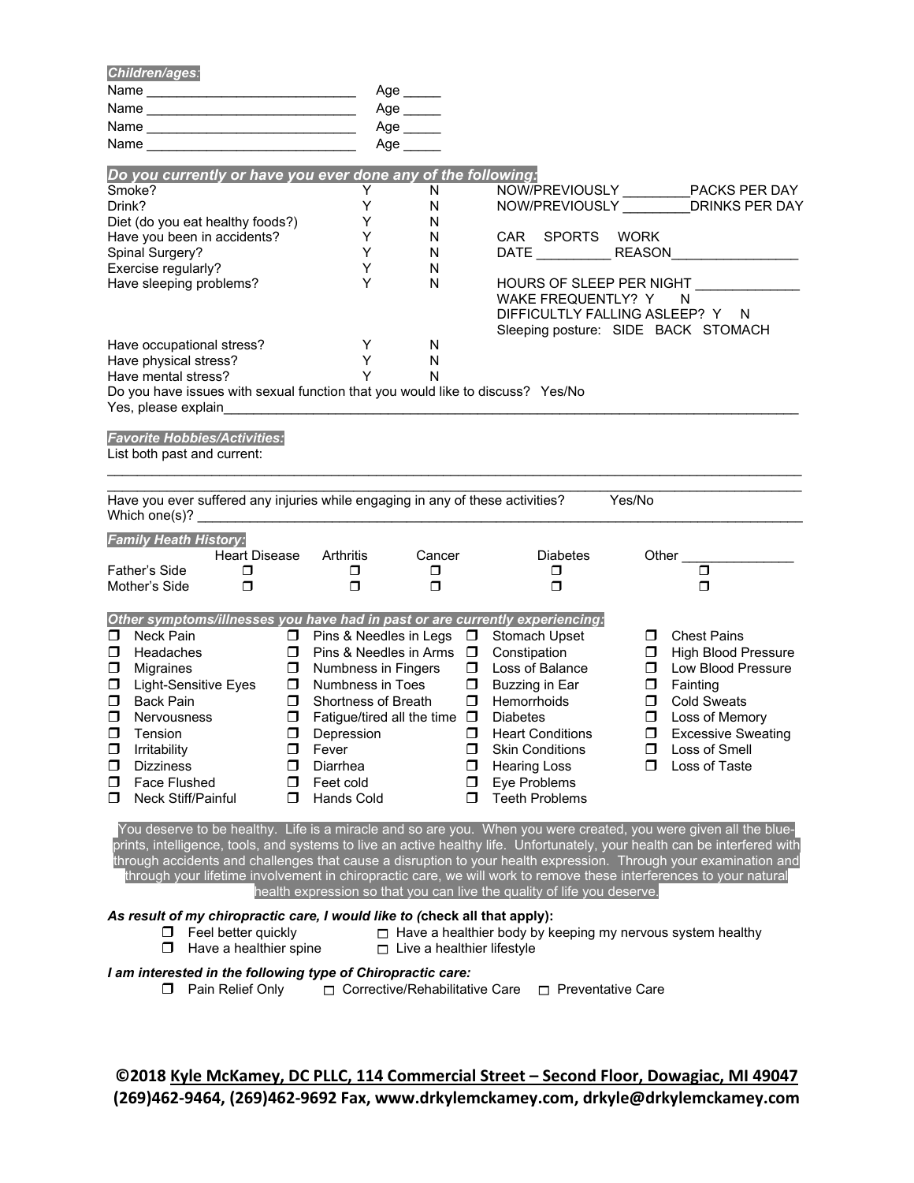***Children/ages:***

Name ____________________________ Age _____
Name ____________________________ Age _____
Name ____________________________ Age _____
Name ____________________________ Age _____

***Do you currently or have you ever done any of the following:***

| | | | |
|---|---|---|---|
| Smoke? | Y | N | NOW/PREVIOUSLY _________PACKS PER DAY |
| Drink? | Y | N | NOW/PREVIOUSLY _________DRINKS PER DAY |
| Diet (do you eat healthy foods?) | Y | N | |
| Have you been in accidents? | Y | N | CAR SPORTS WORK |
| Spinal Surgery? | Y | N | DATE __________ REASON_________________ |
| Exercise regularly? | Y | N | |
| Have sleeping problems? | Y | N | HOURS OF SLEEP PER NIGHT ______________ WAKE FREQUENTLY? Y N DIFFICULTLY FALLING ASLEEP? Y N Sleeping posture: SIDE BACK STOMACH |
| Have occupational stress? | Y | N | |
| Have physical stress? | Y | N | |
| Have mental stress? | Y | N | |

Do you have issues with sexual function that you would like to discuss? Yes/No
Yes, please explain_______________________________________________________________________________

***Favorite Hobbies/Activities:***

List both past and current:

_____________________________________________________________________________________________
_____________________________________________________________________________________________

Have you ever suffered any injuries while engaging in any of these activities? Yes/No
Which one(s)? _______________________________________________________________________________

***Family Heath History:***

| | Heart Disease | Arthritis | Cancer | Diabetes | Other _______________ |
|---|---|---|---|---|---|
| Father's Side | ❐ | ❐ | ❐ | ❐ | ❐ |
| Mother's Side | ❐ | ❐ | ❐ | ❐ | ❐ |

***Other symptoms/illnesses you have had in past or are currently experiencing:***

| | | | |
|---|---|---|---|
| ❐ Neck Pain | ❐ Pins & Needles in Legs | ❐ Stomach Upset | ❐ Chest Pains |
| ❐ Headaches | ❐ Pins & Needles in Arms | ❐ Constipation | ❐ High Blood Pressure |
| ❐ Migraines | ❐ Numbness in Fingers | ❐ Loss of Balance | ❐ Low Blood Pressure |
| ❐ Light-Sensitive Eyes | ❐ Numbness in Toes | ❐ Buzzing in Ear | ❐ Fainting |
| ❐ Back Pain | ❐ Shortness of Breath | ❐ Hemorrhoids | ❐ Cold Sweats |
| ❐ Nervousness | ❐ Fatigue/tired all the time | ❐ Diabetes | ❐ Loss of Memory |
| ❐ Tension | ❐ Depression | ❐ Heart Conditions | ❐ Excessive Sweating |
| ❐ Irritability | ❐ Fever | ❐ Skin Conditions | ❐ Loss of Smell |
| ❐ Dizziness | ❐ Diarrhea | ❐ Hearing Loss | ❐ Loss of Taste |
| ❐ Face Flushed | ❐ Feet cold | ❐ Eye Problems | |
| ❐ Neck Stiff/Painful | ❐ Hands Cold | ❐ Teeth Problems | |

You deserve to be healthy. Life is a miracle and so are you. When you were created, you were given all the blue-prints, intelligence, tools, and systems to live an active healthy life. Unfortunately, your health can be interfered with through accidents and challenges that cause a disruption to your health expression. Through your examination and through your lifetime involvement in chiropractic care, we will work to remove these interferences to your natural health expression so that you can live the quality of life you deserve.

***As result of my chiropractic care, I would like to (*****check all that apply):**

❐ Feel better quickly ☐ Have a healthier body by keeping my nervous system healthy
❐ Have a healthier spine ☐ Live a healthier lifestyle

***I am interested in the following type of Chiropractic care:***

❐ Pain Relief Only ☐ Corrective/Rehabilitative Care ☐ Preventative Care

**©2018 Kyle McKamey, DC PLLC, 114 Commercial Street – Second Floor, Dowagiac, MI 49047**
**(269)462-9464, (269)462-9692 Fax, www.drkylemckamey.com, drkyle@drkylemckamey.com**